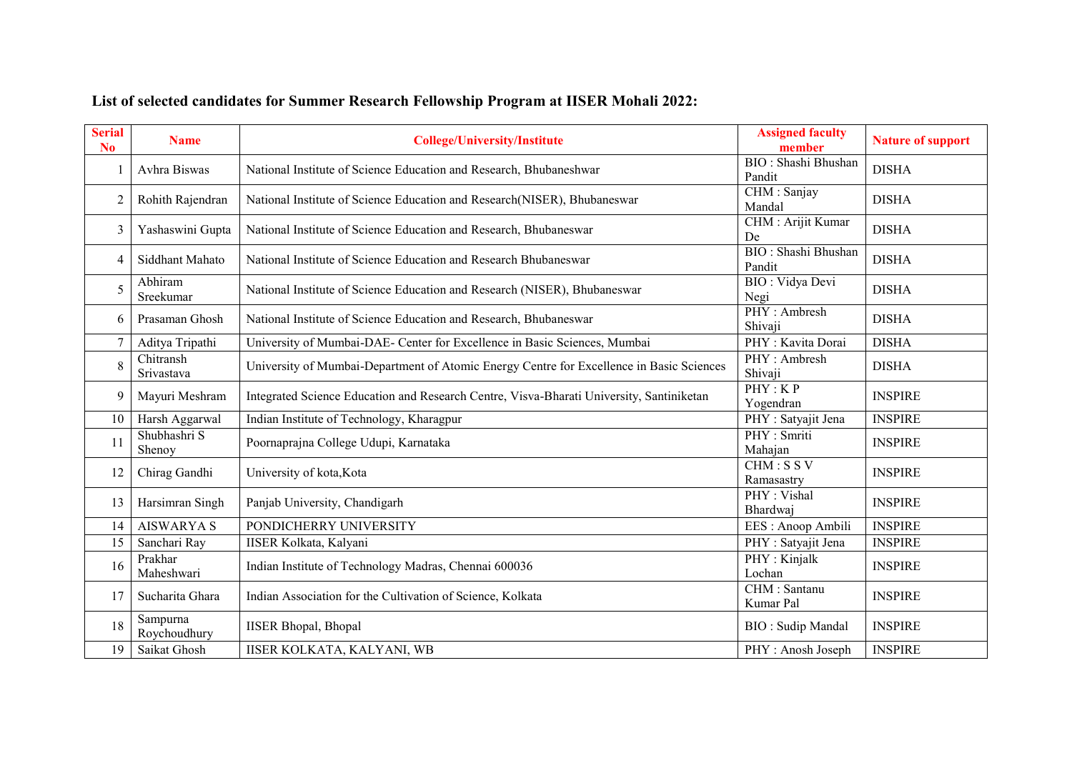## List of selected candidates for Summer Research Fellowship Program at IISER Mohali 2022:

| Serial No | Name | College/University/Institute | Assigned faculty member | Nature of support |
|---|---|---|---|---|
| 1 | Avhra Biswas | National Institute of Science Education and Research, Bhubaneshwar | BIO : Shashi Bhushan Pandit | DISHA |
| 2 | Rohith Rajendran | National Institute of Science Education and Research(NISER), Bhubaneswar | CHM : Sanjay Mandal | DISHA |
| 3 | Yashaswini Gupta | National Institute of Science Education and Research, Bhubaneswar | CHM : Arijit Kumar De | DISHA |
| 4 | Siddhant Mahato | National Institute of Science Education and Research Bhubaneswar | BIO : Shashi Bhushan Pandit | DISHA |
| 5 | Abhiram Sreekumar | National Institute of Science Education and Research (NISER), Bhubaneswar | BIO : Vidya Devi Negi | DISHA |
| 6 | Prasaman Ghosh | National Institute of Science Education and Research, Bhubaneswar | PHY : Ambresh Shivaji | DISHA |
| 7 | Aditya Tripathi | University of Mumbai-DAE- Center for Excellence in Basic Sciences, Mumbai | PHY : Kavita Dorai | DISHA |
| 8 | Chitransh Srivastava | University of Mumbai-Department of Atomic Energy Centre for Excellence in Basic Sciences | PHY : Ambresh Shivaji | DISHA |
| 9 | Mayuri Meshram | Integrated Science Education and Research Centre, Visva-Bharati University, Santiniketan | PHY : K P Yogendran | INSPIRE |
| 10 | Harsh Aggarwal | Indian Institute of Technology, Kharagpur | PHY : Satyajit Jena | INSPIRE |
| 11 | Shubhashri S Shenoy | Poornaprajna College Udupi, Karnataka | PHY : Smriti Mahajan | INSPIRE |
| 12 | Chirag Gandhi | University of kota,Kota | CHM : S S V Ramasastry | INSPIRE |
| 13 | Harsimran Singh | Panjab University, Chandigarh | PHY : Vishal Bhardwaj | INSPIRE |
| 14 | AISWARYA S | PONDICHERRY UNIVERSITY | EES : Anoop Ambili | INSPIRE |
| 15 | Sanchari Ray | IISER Kolkata, Kalyani | PHY : Satyajit Jena | INSPIRE |
| 16 | Prakhar Maheshwari | Indian Institute of Technology Madras, Chennai 600036 | PHY : Kinjalk Lochan | INSPIRE |
| 17 | Sucharita Ghara | Indian Association for the Cultivation of Science, Kolkata | CHM : Santanu Kumar Pal | INSPIRE |
| 18 | Sampurna Roychoudhury | IISER Bhopal, Bhopal | BIO : Sudip Mandal | INSPIRE |
| 19 | Saikat Ghosh | IISER KOLKATA, KALYANI, WB | PHY : Anosh Joseph | INSPIRE |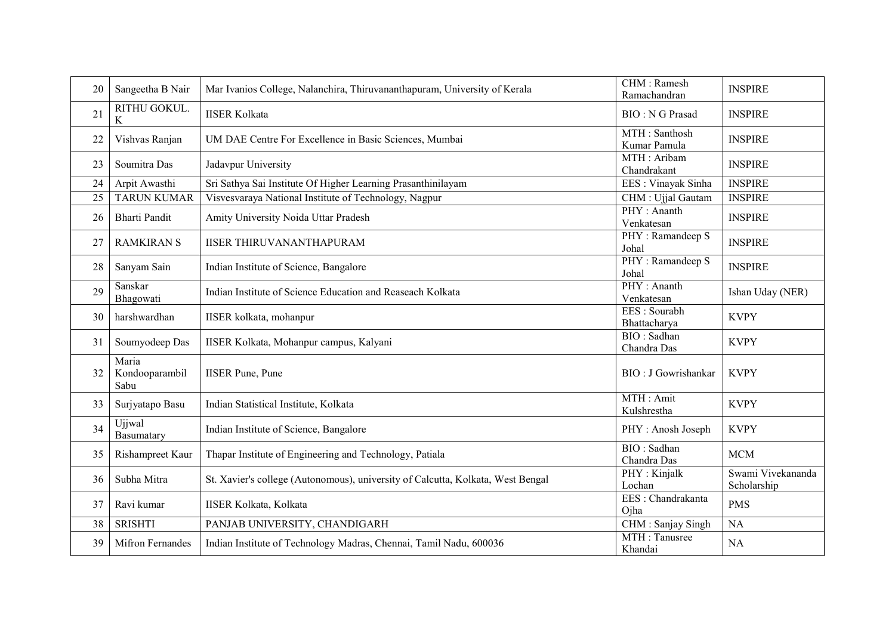| 20 | Sangeetha B Nair | Mar Ivanios College, Nalanchira, Thiruvananthapuram, University of Kerala | CHM : Ramesh Ramachandran | INSPIRE |
|---|---|---|---|---|
| 21 | RITHU GOKUL. K | IISER Kolkata | BIO : N G Prasad | INSPIRE |
| 22 | Vishvas Ranjan | UM DAE Centre For Excellence in Basic Sciences, Mumbai | MTH : Santhosh Kumar Pamula | INSPIRE |
| 23 | Soumitra Das | Jadavpur University | MTH : Aribam Chandrakant | INSPIRE |
| 24 | Arpit Awasthi | Sri Sathya Sai Institute Of Higher Learning Prasanthinilayam | EES : Vinayak Sinha | INSPIRE |
| 25 | TARUN KUMAR | Visvesvaraya National Institute of Technology, Nagpur | CHM : Ujjal Gautam | INSPIRE |
| 26 | Bharti Pandit | Amity University Noida Uttar Pradesh | PHY : Ananth Venkatesan | INSPIRE |
| 27 | RAMKIRAN S | IISER THIRUVANANTHAPURAM | PHY : Ramandeep S Johal | INSPIRE |
| 28 | Sanyam Sain | Indian Institute of Science, Bangalore | PHY : Ramandeep S Johal | INSPIRE |
| 29 | Sanskar Bhagowati | Indian Institute of Science Education and Reaseach Kolkata | PHY : Ananth Venkatesan | Ishan Uday (NER) |
| 30 | harshwardhan | IISER kolkata, mohanpur | EES : Sourabh Bhattacharya | KVPY |
| 31 | Soumyodeep Das | IISER Kolkata, Mohanpur campus, Kalyani | BIO : Sadhan Chandra Das | KVPY |
| 32 | Maria Kondooparambil Sabu | IISER Pune, Pune | BIO : J Gowrishankar | KVPY |
| 33 | Surjyatapo Basu | Indian Statistical Institute, Kolkata | MTH : Amit Kulshrestha | KVPY |
| 34 | Ujjwal Basumatary | Indian Institute of Science, Bangalore | PHY : Anosh Joseph | KVPY |
| 35 | Rishampreet Kaur | Thapar Institute of Engineering and Technology, Patiala | BIO : Sadhan Chandra Das | MCM |
| 36 | Subha Mitra | St. Xavier's college (Autonomous), university of Calcutta, Kolkata, West Bengal | PHY : Kinjalk Lochan | Swami Vivekananda Scholarship |
| 37 | Ravi kumar | IISER Kolkata, Kolkata | EES : Chandrakanta Ojha | PMS |
| 38 | SRISHTI | PANJAB UNIVERSITY, CHANDIGARH | CHM : Sanjay Singh | NA |
| 39 | Mifron Fernandes | Indian Institute of Technology Madras, Chennai, Tamil Nadu, 600036 | MTH : Tanusree Khandai | NA |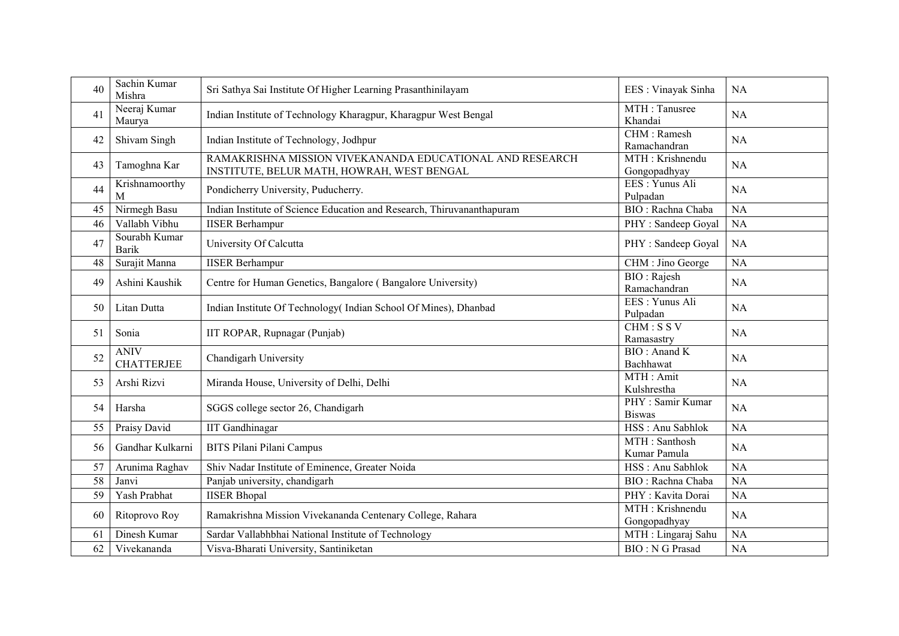| | | | | |
|---|---|---|---|---|
| 40 | Sachin Kumar Mishra | Sri Sathya Sai Institute Of Higher Learning Prasanthinilayam | EES : Vinayak Sinha | NA |
| 41 | Neeraj Kumar Maurya | Indian Institute of Technology Kharagpur, Kharagpur West Bengal | MTH : Tanusree Khandai | NA |
| 42 | Shivam Singh | Indian Institute of Technology, Jodhpur | CHM : Ramesh Ramachandran | NA |
| 43 | Tamoghna Kar | RAMAKRISHNA MISSION VIVEKANANDA EDUCATIONAL AND RESEARCH INSTITUTE, BELUR MATH, HOWRAH, WEST BENGAL | MTH : Krishnendu Gongopadhyay | NA |
| 44 | Krishnamoorthy M | Pondicherry University, Puducherry. | EES : Yunus Ali Pulpadan | NA |
| 45 | Nirmegh Basu | Indian Institute of Science Education and Research, Thiruvananthapuram | BIO : Rachna Chaba | NA |
| 46 | Vallabh Vibhu | IISER Berhampur | PHY : Sandeep Goyal | NA |
| 47 | Sourabh Kumar Barik | University Of Calcutta | PHY : Sandeep Goyal | NA |
| 48 | Surajit Manna | IISER Berhampur | CHM : Jino George | NA |
| 49 | Ashini Kaushik | Centre for Human Genetics, Bangalore ( Bangalore University) | BIO : Rajesh Ramachandran | NA |
| 50 | Litan Dutta | Indian Institute Of Technology( Indian School Of Mines), Dhanbad | EES : Yunus Ali Pulpadan | NA |
| 51 | Sonia | IIT ROPAR, Rupnagar (Punjab) | CHM : S S V Ramasastry | NA |
| 52 | ANIV CHATTERJEE | Chandigarh University | BIO : Anand K Bachhawat | NA |
| 53 | Arshi Rizvi | Miranda House, University of Delhi, Delhi | MTH : Amit Kulshrestha | NA |
| 54 | Harsha | SGGS college sector 26, Chandigarh | PHY : Samir Kumar Biswas | NA |
| 55 | Praisy David | IIT Gandhinagar | HSS : Anu Sabhlok | NA |
| 56 | Gandhar Kulkarni | BITS Pilani Pilani Campus | MTH : Santhosh Kumar Pamula | NA |
| 57 | Arunima Raghav | Shiv Nadar Institute of Eminence, Greater Noida | HSS : Anu Sabhlok | NA |
| 58 | Janvi | Panjab university, chandigarh | BIO : Rachna Chaba | NA |
| 59 | Yash Prabhat | IISER Bhopal | PHY : Kavita Dorai | NA |
| 60 | Ritoprovo Roy | Ramakrishna Mission Vivekananda Centenary College, Rahara | MTH : Krishnendu Gongopadhyay | NA |
| 61 | Dinesh Kumar | Sardar Vallabhbhai National Institute of Technology | MTH : Lingaraj Sahu | NA |
| 62 | Vivekananda | Visva-Bharati University, Santiniketan | BIO : N G Prasad | NA |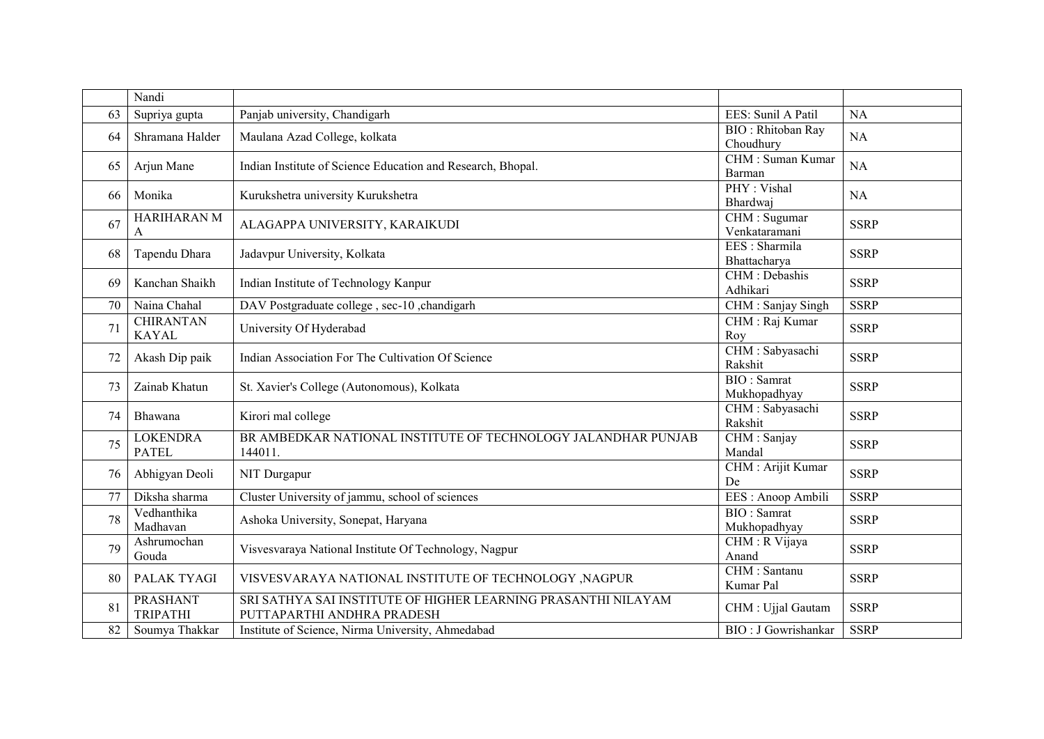|  | Nandi |  |  |  |
|---|---|---|---|---|
| 63 | Supriya gupta | Panjab university, Chandigarh | EES: Sunil A Patil | NA |
| 64 | Shramana Halder | Maulana Azad College, kolkata | BIO : Rhitoban Ray Choudhury | NA |
| 65 | Arjun Mane | Indian Institute of Science Education and Research, Bhopal. | CHM : Suman Kumar Barman | NA |
| 66 | Monika | Kurukshetra university Kurukshetra | PHY : Vishal Bhardwaj | NA |
| 67 | HARIHARAN M A | ALAGAPPA UNIVERSITY, KARAIKUDI | CHM : Sugumar Venkataramani | SSRP |
| 68 | Tapendu Dhara | Jadavpur University, Kolkata | EES : Sharmila Bhattacharya | SSRP |
| 69 | Kanchan Shaikh | Indian Institute of Technology Kanpur | CHM : Debashis Adhikari | SSRP |
| 70 | Naina Chahal | DAV Postgraduate college , sec-10 ,chandigarh | CHM : Sanjay Singh | SSRP |
| 71 | CHIRANTAN KAYAL | University Of Hyderabad | CHM : Raj Kumar Roy | SSRP |
| 72 | Akash Dip paik | Indian Association For The Cultivation Of Science | CHM : Sabyasachi Rakshit | SSRP |
| 73 | Zainab Khatun | St. Xavier's College (Autonomous), Kolkata | BIO : Samrat Mukhopadhyay | SSRP |
| 74 | Bhawana | Kirori mal college | CHM : Sabyasachi Rakshit | SSRP |
| 75 | LOKENDRA PATEL | BR AMBEDKAR NATIONAL INSTITUTE OF TECHNOLOGY JALANDHAR PUNJAB 144011. | CHM : Sanjay Mandal | SSRP |
| 76 | Abhigyan Deoli | NIT Durgapur | CHM : Arijit Kumar De | SSRP |
| 77 | Diksha sharma | Cluster University of jammu, school of sciences | EES : Anoop Ambili | SSRP |
| 78 | Vedhanthika Madhavan | Ashoka University, Sonepat, Haryana | BIO : Samrat Mukhopadhyay | SSRP |
| 79 | Ashrumochan Gouda | Visvesvaraya National Institute Of Technology, Nagpur | CHM : R Vijaya Anand | SSRP |
| 80 | PALAK TYAGI | VISVESVARAYA NATIONAL INSTITUTE OF TECHNOLOGY ,NAGPUR | CHM : Santanu Kumar Pal | SSRP |
| 81 | PRASHANT TRIPATHI | SRI SATHYA SAI INSTITUTE OF HIGHER LEARNING PRASANTHI NILAYAM PUTTAPARTHI ANDHRA PRADESH | CHM : Ujjal Gautam | SSRP |
| 82 | Soumya Thakkar | Institute of Science, Nirma University, Ahmedabad | BIO : J Gowrishankar | SSRP |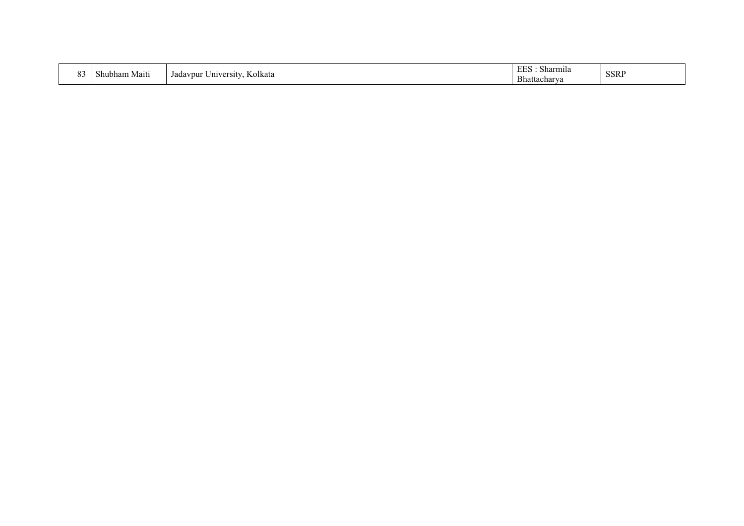| | | | | |
|---|---|---|---|---|
| 83 | Shubham Maiti | Jadavpur University, Kolkata | EES : Sharmila Bhattacharya | SSRP |